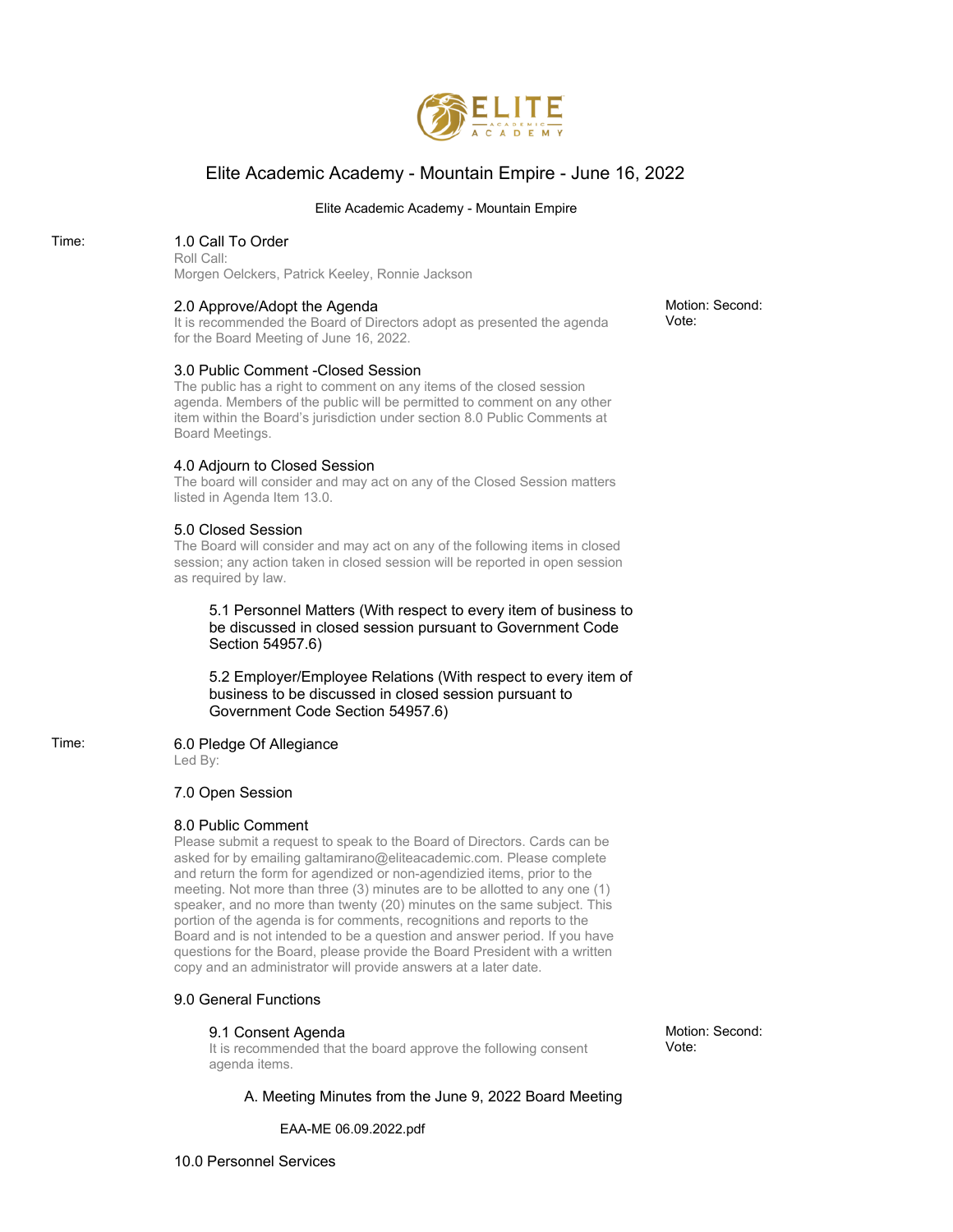# Elite Academic Academy - Mountain Empire - June 16, 2022

Elite Academic Academy - Mountain Empire

Time:

## 1.0 Call To Order

Roll Call:
Morgen Oelckers, Patrick Keeley, Ronnie Jackson

## 2.0 Approve/Adopt the Agenda

It is recommended the Board of Directors adopt as presented the agenda for the Board Meeting of June 16, 2022.

Motion: Second:
Vote:

## 3.0 Public Comment -Closed Session

The public has a right to comment on any items of the closed session agenda. Members of the public will be permitted to comment on any other item within the Board's jurisdiction under section 8.0 Public Comments at Board Meetings.

## 4.0 Adjourn to Closed Session

The board will consider and may act on any of the Closed Session matters listed in Agenda Item 13.0.

## 5.0 Closed Session

The Board will consider and may act on any of the following items in closed session; any action taken in closed session will be reported in open session as required by law.

### 5.1 Personnel Matters (With respect to every item of business to be discussed in closed session pursuant to Government Code Section 54957.6)

### 5.2 Employer/Employee Relations (With respect to every item of business to be discussed in closed session pursuant to Government Code Section 54957.6)

Time:

## 6.0 Pledge Of Allegiance

Led By:

## 7.0 Open Session

## 8.0 Public Comment

Please submit a request to speak to the Board of Directors. Cards can be asked for by emailing galtamirano@eliteacademic.com. Please complete and return the form for agendized or non-agendizied items, prior to the meeting. Not more than three (3) minutes are to be allotted to any one (1) speaker, and no more than twenty (20) minutes on the same subject. This portion of the agenda is for comments, recognitions and reports to the Board and is not intended to be a question and answer period. If you have questions for the Board, please provide the Board President with a written copy and an administrator will provide answers at a later date.

## 9.0 General Functions

### 9.1 Consent Agenda

It is recommended that the board approve the following consent agenda items.

Motion: Second:
Vote:

A. Meeting Minutes from the June 9, 2022 Board Meeting

EAA-ME 06.09.2022.pdf

## 10.0 Personnel Services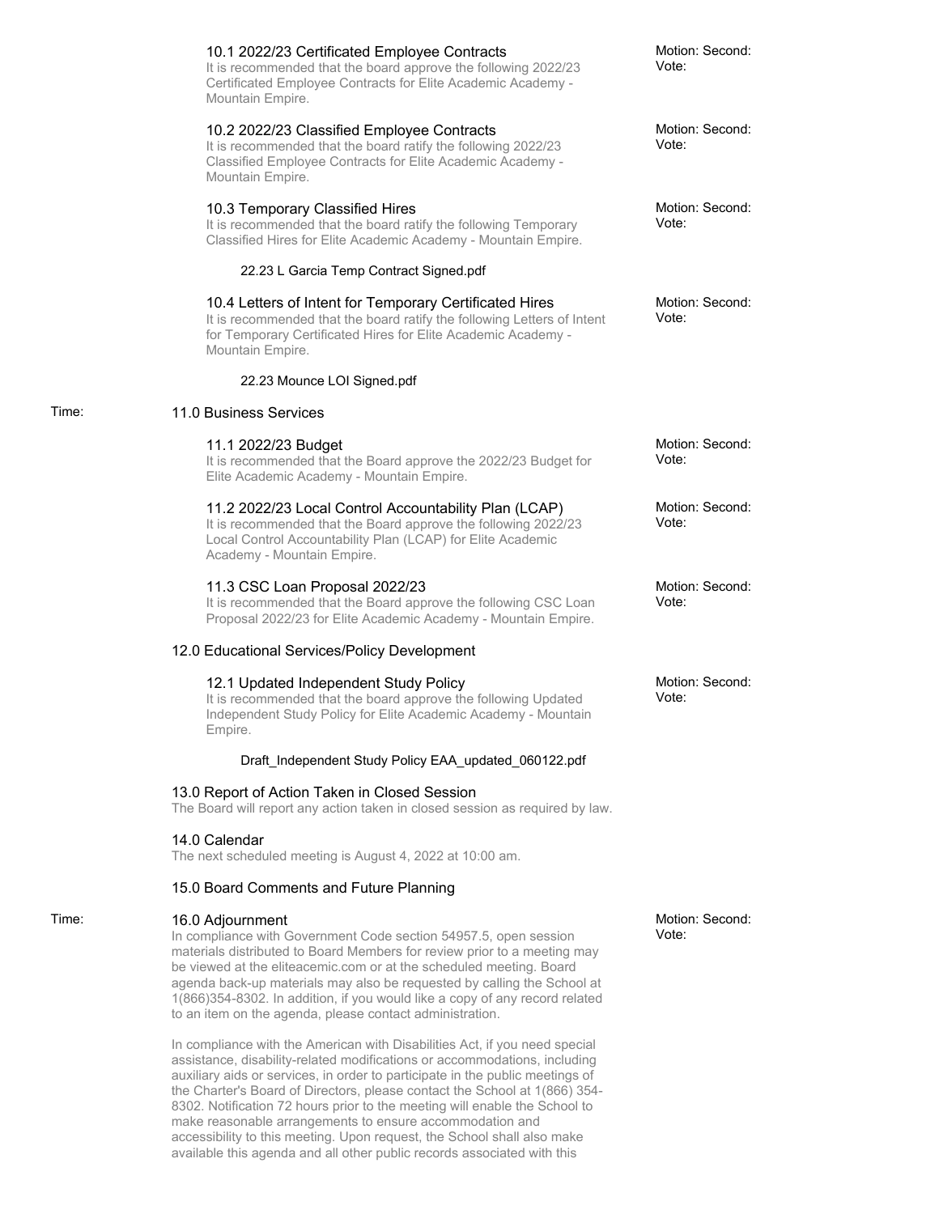### 10.1 2022/23 Certificated Employee Contracts

It is recommended that the board approve the following 2022/23 Certificated Employee Contracts for Elite Academic Academy - Mountain Empire.

Motion: Second:
Vote:

### 10.2 2022/23 Classified Employee Contracts

It is recommended that the board ratify the following 2022/23 Classified Employee Contracts for Elite Academic Academy - Mountain Empire.

Motion: Second:
Vote:

### 10.3 Temporary Classified Hires

It is recommended that the board ratify the following Temporary Classified Hires for Elite Academic Academy - Mountain Empire.

Motion: Second:
Vote:

22.23 L Garcia Temp Contract Signed.pdf

### 10.4 Letters of Intent for Temporary Certificated Hires

It is recommended that the board ratify the following Letters of Intent for Temporary Certificated Hires for Elite Academic Academy - Mountain Empire.

Motion: Second:
Vote:

22.23 Mounce LOI Signed.pdf

Time:

## 11.0 Business Services

### 11.1 2022/23 Budget

It is recommended that the Board approve the 2022/23 Budget for Elite Academic Academy - Mountain Empire.

Motion: Second:
Vote:

### 11.2 2022/23 Local Control Accountability Plan (LCAP)

It is recommended that the Board approve the following 2022/23 Local Control Accountability Plan (LCAP) for Elite Academic Academy - Mountain Empire.

Motion: Second:
Vote:

### 11.3 CSC Loan Proposal 2022/23

It is recommended that the Board approve the following CSC Loan Proposal 2022/23 for Elite Academic Academy - Mountain Empire.

Motion: Second:
Vote:

## 12.0 Educational Services/Policy Development

### 12.1 Updated Independent Study Policy

It is recommended that the board approve the following Updated Independent Study Policy for Elite Academic Academy - Mountain Empire.

Motion: Second:
Vote:

Draft_Independent Study Policy EAA_updated_060122.pdf

## 13.0 Report of Action Taken in Closed Session

The Board will report any action taken in closed session as required by law.

## 14.0 Calendar

The next scheduled meeting is August 4, 2022 at 10:00 am.

## 15.0 Board Comments and Future Planning

Time:

## 16.0 Adjournment

Motion: Second:
Vote:

In compliance with Government Code section 54957.5, open session materials distributed to Board Members for review prior to a meeting may be viewed at the eliteacemic.com or at the scheduled meeting. Board agenda back-up materials may also be requested by calling the School at 1(866)354-8302. In addition, if you would like a copy of any record related to an item on the agenda, please contact administration.

In compliance with the American with Disabilities Act, if you need special assistance, disability-related modifications or accommodations, including auxiliary aids or services, in order to participate in the public meetings of the Charter's Board of Directors, please contact the School at 1(866) 354-8302. Notification 72 hours prior to the meeting will enable the School to make reasonable arrangements to ensure accommodation and accessibility to this meeting. Upon request, the School shall also make available this agenda and all other public records associated with this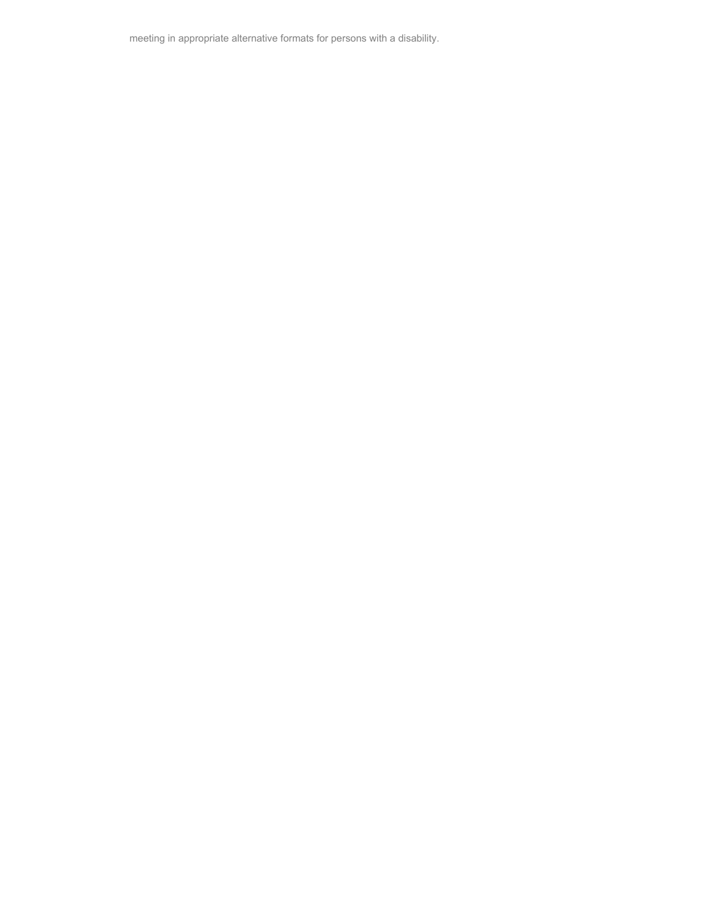meeting in appropriate alternative formats for persons with a disability.